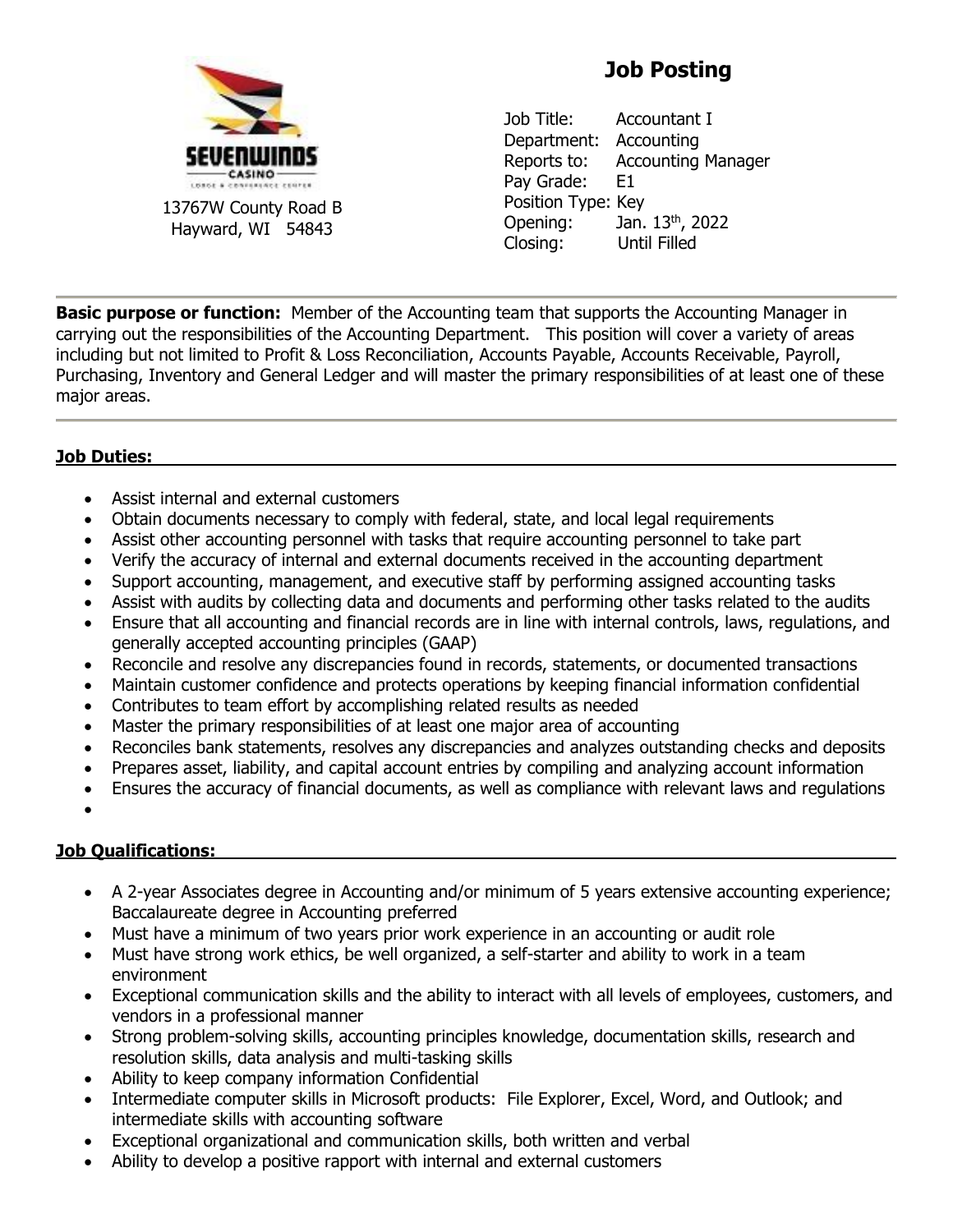SEVENWINDS CASINO LODGE & CONFERENCE CENTER

13767W County Road B
Hayward, WI 54843

# Job Posting

Job Title: Accountant I
Department: Accounting
Reports to: Accounting Manager
Pay Grade: E1
Position Type: Key
Opening: Jan. 13th, 2022
Closing: Until Filled

---

**Basic purpose or function:** Member of the Accounting team that supports the Accounting Manager in carrying out the responsibilities of the Accounting Department. This position will cover a variety of areas including but not limited to Profit & Loss Reconciliation, Accounts Payable, Accounts Receivable, Payroll, Purchasing, Inventory and General Ledger and will master the primary responsibilities of at least one of these major areas.

---

## Job Duties:

- Assist internal and external customers
- Obtain documents necessary to comply with federal, state, and local legal requirements
- Assist other accounting personnel with tasks that require accounting personnel to take part
- Verify the accuracy of internal and external documents received in the accounting department
- Support accounting, management, and executive staff by performing assigned accounting tasks
- Assist with audits by collecting data and documents and performing other tasks related to the audits
- Ensure that all accounting and financial records are in line with internal controls, laws, regulations, and generally accepted accounting principles (GAAP)
- Reconcile and resolve any discrepancies found in records, statements, or documented transactions
- Maintain customer confidence and protects operations by keeping financial information confidential
- Contributes to team effort by accomplishing related results as needed
- Master the primary responsibilities of at least one major area of accounting
- Reconciles bank statements, resolves any discrepancies and analyzes outstanding checks and deposits
- Prepares asset, liability, and capital account entries by compiling and analyzing account information
- Ensures the accuracy of financial documents, as well as compliance with relevant laws and regulations

## Job Qualifications:

- A 2-year Associates degree in Accounting and/or minimum of 5 years extensive accounting experience; Baccalaureate degree in Accounting preferred
- Must have a minimum of two years prior work experience in an accounting or audit role
- Must have strong work ethics, be well organized, a self-starter and ability to work in a team environment
- Exceptional communication skills and the ability to interact with all levels of employees, customers, and vendors in a professional manner
- Strong problem-solving skills, accounting principles knowledge, documentation skills, research and resolution skills, data analysis and multi-tasking skills
- Ability to keep company information Confidential
- Intermediate computer skills in Microsoft products: File Explorer, Excel, Word, and Outlook; and intermediate skills with accounting software
- Exceptional organizational and communication skills, both written and verbal
- Ability to develop a positive rapport with internal and external customers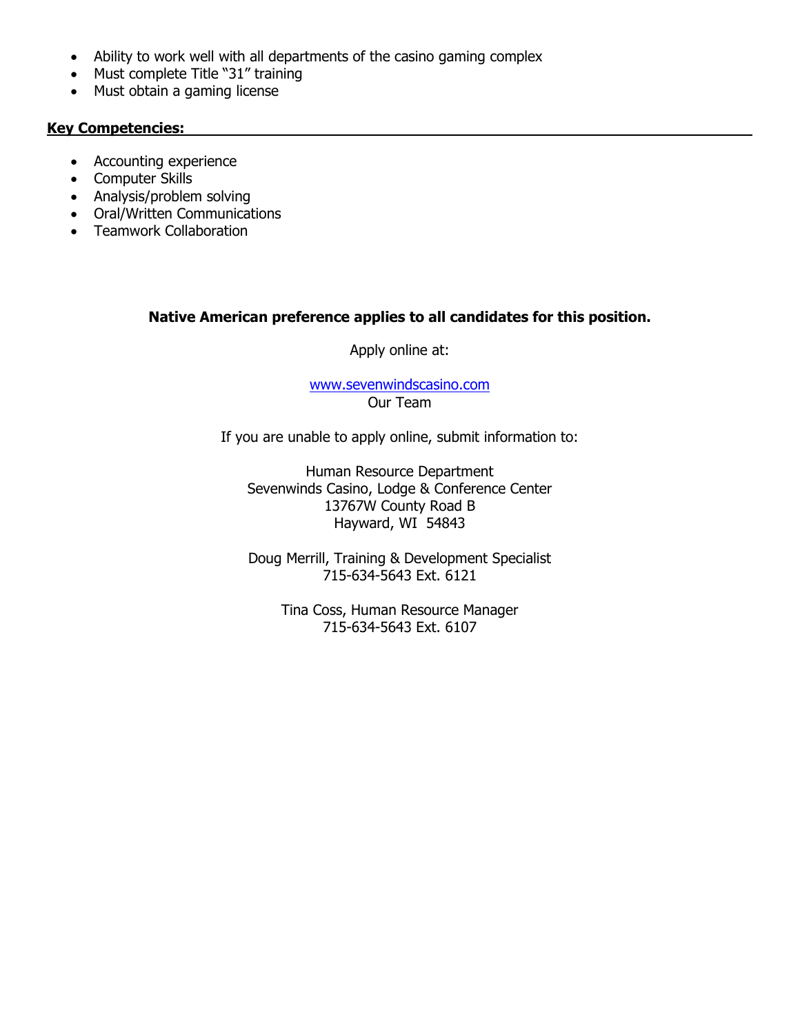- Ability to work well with all departments of the casino gaming complex
- Must complete Title "31" training
- Must obtain a gaming license

**Key Competencies:**

- Accounting experience
- Computer Skills
- Analysis/problem solving
- Oral/Written Communications
- Teamwork Collaboration

**Native American preference applies to all candidates for this position.**

Apply online at:

www.sevenwindscasino.com
Our Team

If you are unable to apply online, submit information to:

Human Resource Department
Sevenwinds Casino, Lodge & Conference Center
13767W County Road B
Hayward, WI 54843

Doug Merrill, Training & Development Specialist
715-634-5643 Ext. 6121

Tina Coss, Human Resource Manager
715-634-5643 Ext. 6107